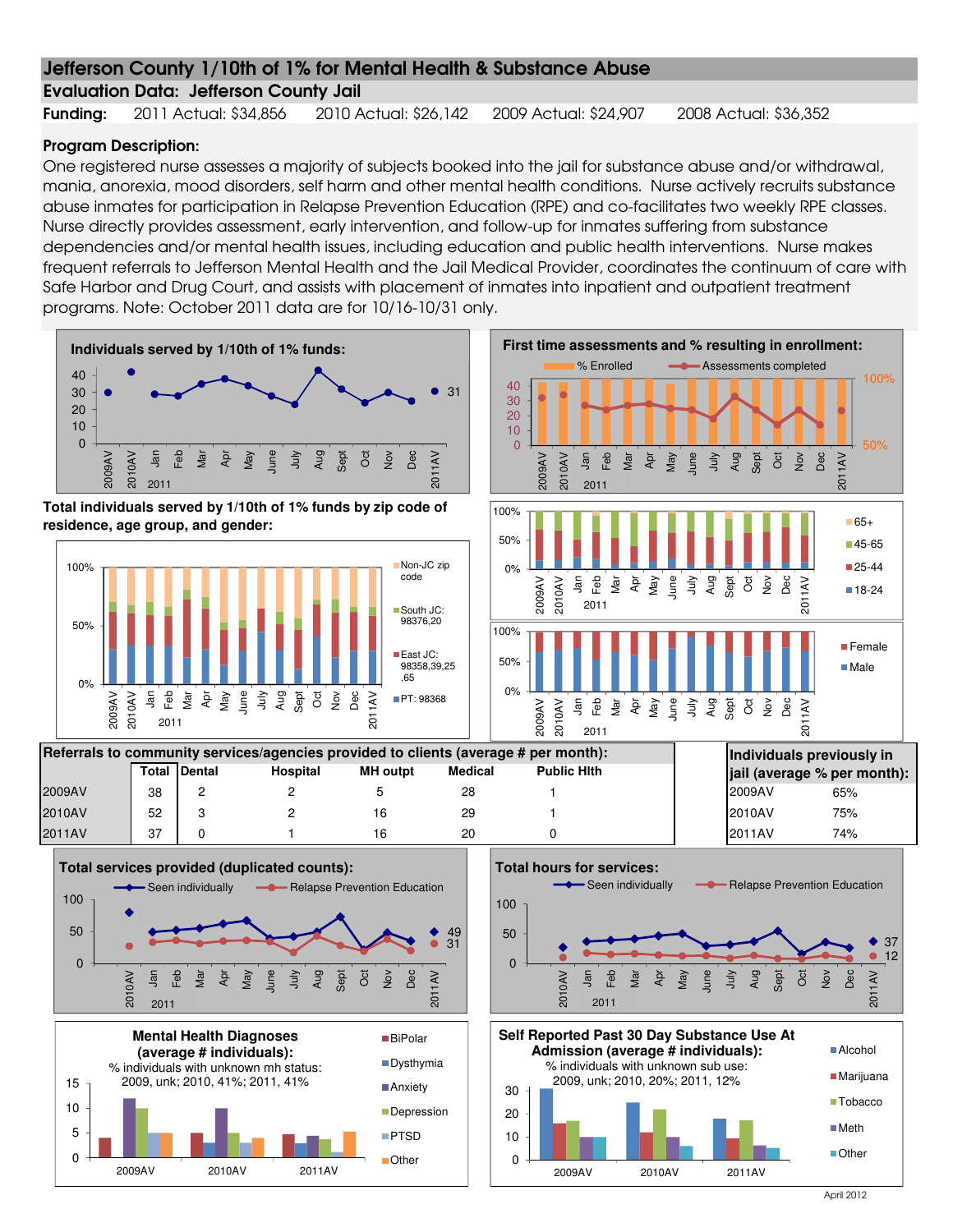# Jefferson County 1/10th of 1% for Mental Health & Substance Abuse

## Evaluation Data: Jefferson County Jail

**Funding:** 2011 Actual: $34,856 2010 Actual: $26,142 2009 Actual: $24,907 2008 Actual: $36,352

**Program Description:**

One registered nurse assesses a majority of subjects booked into the jail for substance abuse and/or withdrawal, mania, anorexia, mood disorders, self harm and other mental health conditions. Nurse actively recruits substance abuse inmates for participation in Relapse Prevention Education (RPE) and co-facilitates two weekly RPE classes. Nurse directly provides assessment, early intervention, and follow-up for inmates suffering from substance dependencies and/or mental health issues, including education and public health interventions. Nurse makes frequent referrals to Jefferson Mental Health and the Jail Medical Provider, coordinates the continuum of care with Safe Harbor and Drug Court, and assists with placement of inmates into inpatient and outpatient treatment programs. Note: October 2011 data are for 10/16-10/31 only.

**Individuals served by 1/10th of 1% funds:**

2011AV: 31

**First time assessments and % resulting in enrollment:**

Legend: % Enrolled; Assessments completed

**Total individuals served by 1/10th of 1% funds by zip code of residence, age group, and gender:**

Zip code legend: Non-JC zip code; South JC: 98376,20; East JC: 98358,39,25,65; PT: 98368

Age group legend: 65+; 45-65; 25-44; 18-24

Gender legend: Female; Male

**Referrals to community services/agencies provided to clients (average # per month):**

| | Total | Dental | Hospital | MH outpt | Medical | Public Hlth |
|---|---|---|---|---|---|---|
| 2009AV | 38 | 2 | 2 | 5 | 28 | 1 |
| 2010AV | 52 | 3 | 2 | 16 | 29 | 1 |
| 2011AV | 37 | 0 | 1 | 16 | 20 | 0 |

**Individuals previously in jail (average % per month):**

| | |
|---|---|
| 2009AV | 65% |
| 2010AV | 75% |
| 2011AV | 74% |

**Total services provided (duplicated counts):**

Legend: Seen individually; Relapse Prevention Education

2011AV: Seen individually 49; Relapse Prevention Education 31

**Total hours for services:**

Legend: Seen individually; Relapse Prevention Education

2011AV: Seen individually 37; Relapse Prevention Education 12

**Mental Health Diagnoses (average # individuals):**

% individuals with unknown mh status: 2009, unk; 2010, 41%; 2011, 41%

Legend: BiPolar; Dysthymia; Anxiety; Depression; PTSD; Other

**Self Reported Past 30 Day Substance Use At Admission (average # individuals):**

% individuals with unknown sub use: 2009, unk; 2010, 20%; 2011, 12%

Legend: Alcohol; Marijuana; Tobacco; Meth; Other

April 2012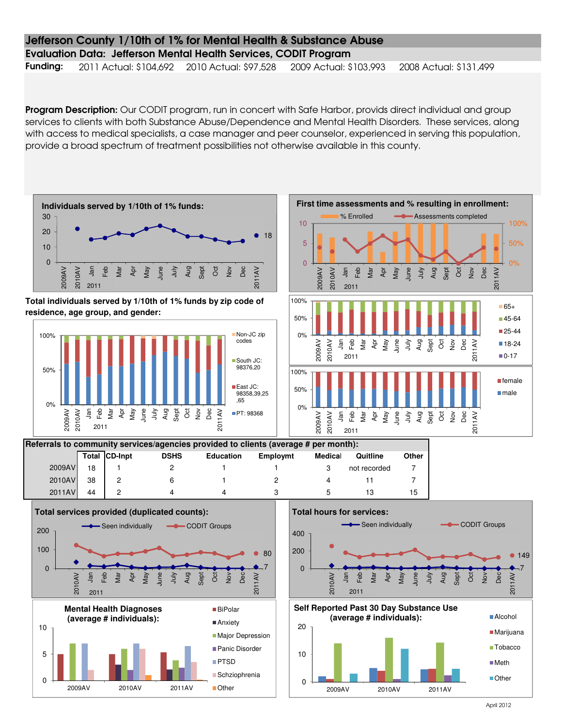# Jefferson County 1/10th of 1% for Mental Health & Substance Abuse

## Evaluation Data: Jefferson Mental Health Services, CODIT Program

**Funding:** 2011 Actual: $104,692 2010 Actual: $97,528 2009 Actual: $103,993 2008 Actual: $131,499

**Program Description:** Our CODIT program, run in concert with Safe Harbor, provids direct individual and group services to clients with both Substance Abuse/Dependence and Mental Health Disorders. These services, along with access to medical specialists, a case manager and peer counselor, experienced in serving this population, provide a broad spectrum of treatment possibilities not otherwise available in this county.

**Individuals served by 1/10th of 1% funds:**

**First time assessments and % resulting in enrollment:**

**Total individuals served by 1/10th of 1% funds by zip code of residence, age group, and gender:**

**Referrals to community services/agencies provided to clients (average # per month):**

| | Total | CD-Inpt | DSHS | Education | Employmt | Medical | Quitline | Other |
|---|---|---|---|---|---|---|---|---|
| 2009AV | 18 | 1 | 2 | 1 | 1 | 3 | not recorded | 7 |
| 2010AV | 38 | 2 | 6 | 1 | 2 | 4 | 11 | 7 |
| 2011AV | 44 | 2 | 4 | 4 | 3 | 5 | 13 | 15 |

**Total services provided (duplicated counts):**

**Total hours for services:**

**Mental Health Diagnoses (average # individuals):**

**Self Reported Past 30 Day Substance Use (average # individuals):**

April 2012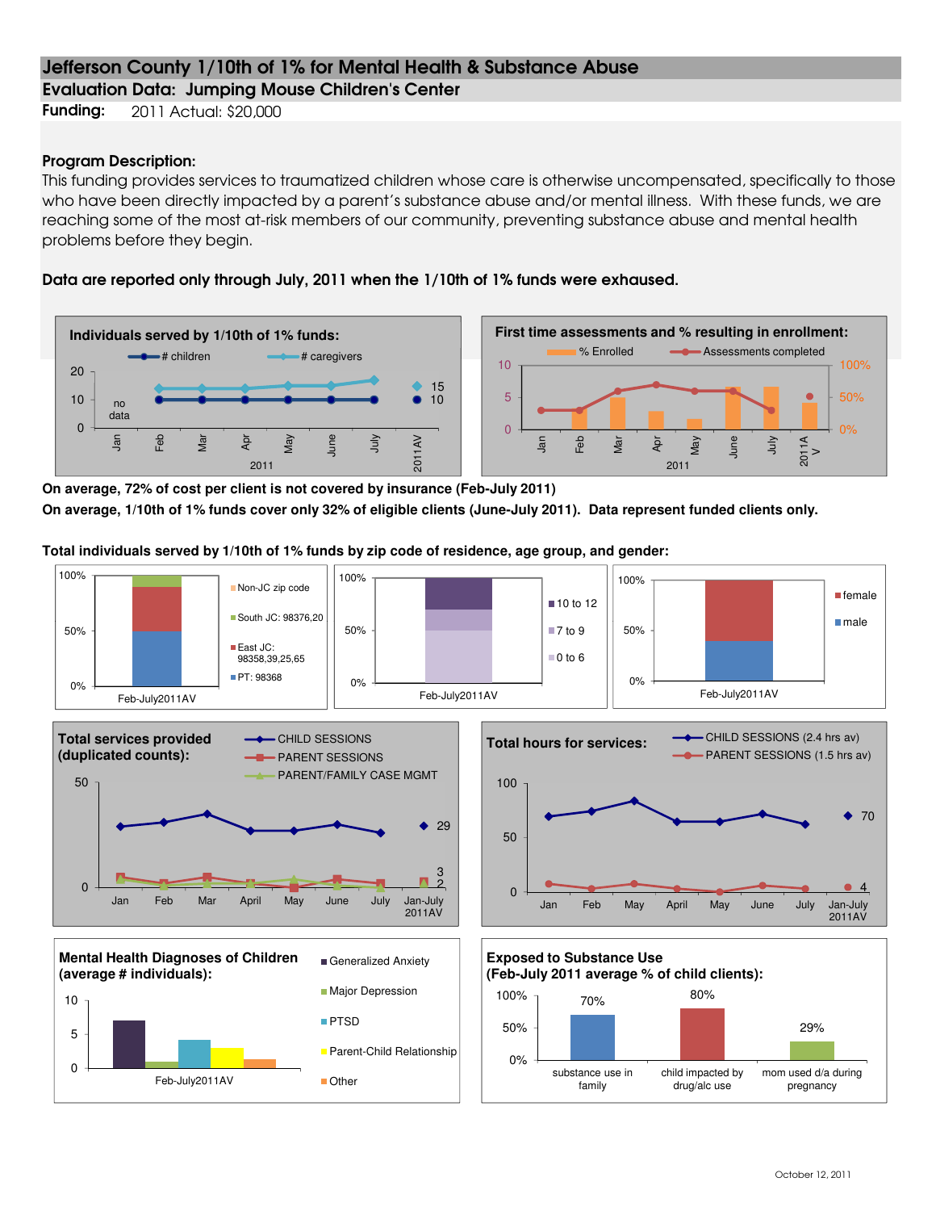# Jefferson County 1/10th of 1% for Mental Health & Substance Abuse

## Evaluation Data: Jumping Mouse Children's Center

**Funding:** 2011 Actual: $20,000

### Program Description:

This funding provides services to traumatized children whose care is otherwise uncompensated, specifically to those who have been directly impacted by a parent's substance abuse and/or mental illness. With these funds, we are reaching some of the most at-risk members of our community, preventing substance abuse and mental health problems before they begin.

**Data are reported only through July, 2011 when the 1/10th of 1% funds were exhaused.**

**Individuals served by 1/10th of 1% funds:**

| 2011 | # children | # caregivers |
|---|---|---|
| Jan | no data | no data |
| Feb | 10 | 14 |
| Mar | 10 | 14 |
| Apr | 10 | 14 |
| May | 10 | 15 |
| June | 10 | 15 |
| July | 10 | 17 |
| 2011AV | 10 | 15 |

**First time assessments and % resulting in enrollment:**

(Chart: % Enrolled and Assessments completed, Jan–July 2011 and 2011AV)

**On average, 72% of cost per client is not covered by insurance (Feb-July 2011)**

**On average, 1/10th of 1% funds cover only 32% of eligible clients (June-July 2011). Data represent funded clients only.**

**Total individuals served by 1/10th of 1% funds by zip code of residence, age group, and gender:**

(Charts, Feb-July2011AV: zip code — Non-JC zip code, South JC: 98376,20, East JC: 98358,39,25,65, PT: 98368; age group — 10 to 12, 7 to 9, 0 to 6; gender — female, male)

**Total services provided (duplicated counts):**

| | Jan-July 2011AV |
|---|---|
| CHILD SESSIONS | 29 |
| PARENT SESSIONS | 3 |
| PARENT/FAMILY CASE MGMT | 2 |

**Total hours for services:**

| | Jan-July 2011AV |
|---|---|
| CHILD SESSIONS (2.4 hrs av) | 70 |
| PARENT SESSIONS (1.5 hrs av) | 4 |

**Mental Health Diagnoses of Children (average # individuals):**

(Chart, Feb-July2011AV: Generalized Anxiety, Major Depression, PTSD, Parent-Child Relationship, Other)

**Exposed to Substance Use (Feb-July 2011 average % of child clients):**

| substance use in family | child impacted by drug/alc use | mom used d/a during pregnancy |
|---|---|---|
| 70% | 80% | 29% |

October 12, 2011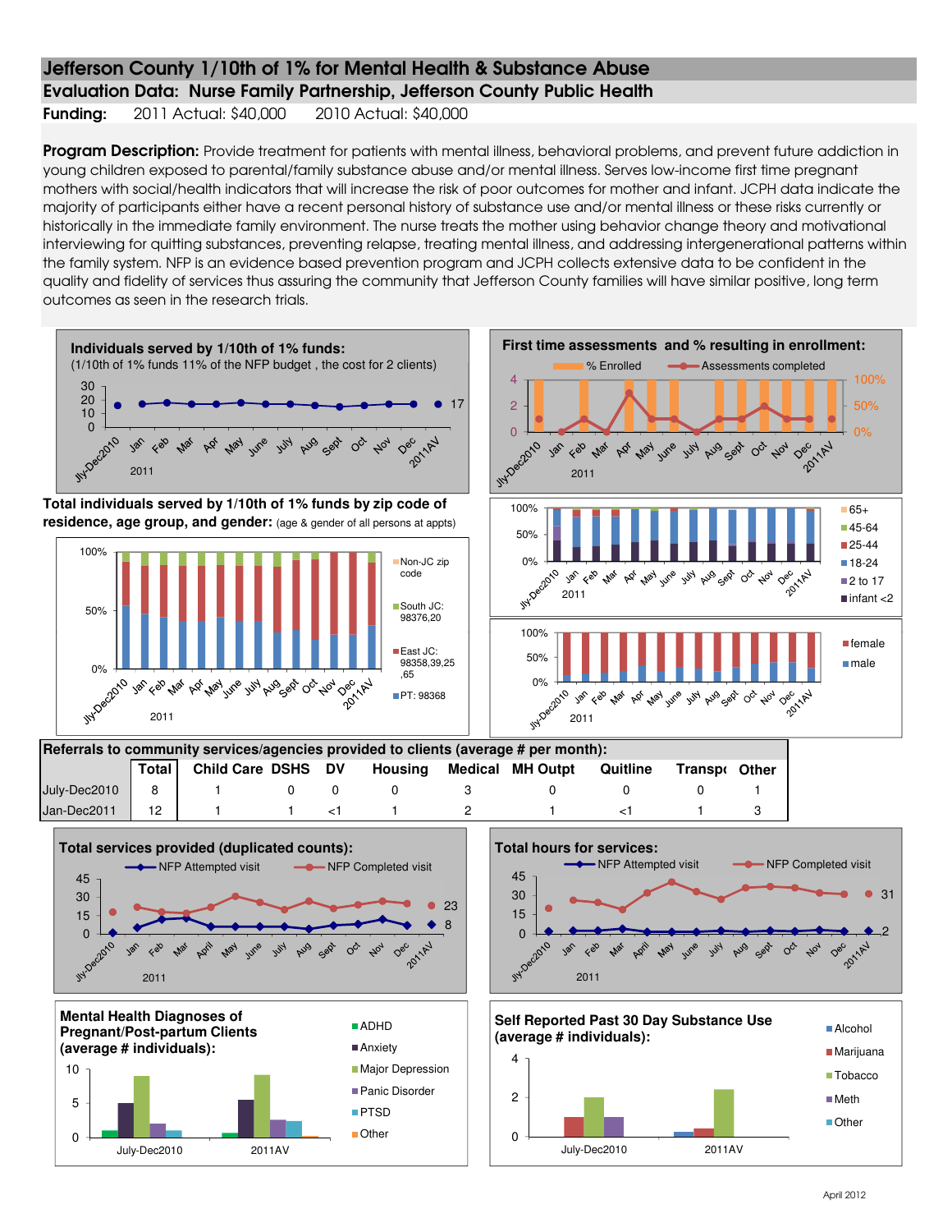# Jefferson County 1/10th of 1% for Mental Health & Substance Abuse

## Evaluation Data: Nurse Family Partnership, Jefferson County Public Health

**Funding:** 2011 Actual: $40,000 2010 Actual: $40,000

**Program Description:** Provide treatment for patients with mental illness, behavioral problems, and prevent future addiction in young children exposed to parental/family substance abuse and/or mental illness. Serves low-income first time pregnant mothers with social/health indicators that will increase the risk of poor outcomes for mother and infant. JCPH data indicate the majority of participants either have a recent personal history of substance use and/or mental illness or these risks currently or historically in the immediate family environment. The nurse treats the mother using behavior change theory and motivational interviewing for quitting substances, preventing relapse, treating mental illness, and addressing intergenerational patterns within the family system. NFP is an evidence based prevention program and JCPH collects extensive data to be confident in the quality and fidelity of services thus assuring the community that Jefferson County families will have similar positive, long term outcomes as seen in the research trials.

**Individuals served by 1/10th of 1% funds:**
(1/10th of 1% funds 11% of the NFP budget , the cost for 2 clients)

2011AV: 17

**First time assessments and % resulting in enrollment:**

**Total individuals served by 1/10th of 1% funds by zip code of residence, age group, and gender:** (age & gender of all persons at appts)

Legend: Non-JC zip code; South JC: 98376,20; East JC: 98358,39,25,65; PT: 98368

Age legend: 65+; 45-64; 25-44; 18-24; 2 to 17; infant <2

Gender legend: female; male

**Referrals to community services/agencies provided to clients (average # per month):**

| | Total | Child Care | DSHS | DV | Housing | Medical | MH Outpt | Quitline | Transp | Other |
|---|---|---|---|---|---|---|---|---|---|---|
| July-Dec2010 | 8 | 1 | 0 | 0 | 0 | 3 | 0 | 0 | 0 | 1 |
| Jan-Dec2011 | 12 | 1 | 1 | <1 | 1 | 2 | 1 | <1 | 1 | 3 |

**Total services provided (duplicated counts):**

NFP Attempted visit (2011AV: 8); NFP Completed visit (2011AV: 23)

**Total hours for services:**

NFP Attempted visit (2011AV: 2); NFP Completed visit (2011AV: 31)

**Mental Health Diagnoses of Pregnant/Post-partum Clients (average # individuals):**

Legend: ADHD; Anxiety; Major Depression; Panic Disorder; PTSD; Other

**Self Reported Past 30 Day Substance Use (average # individuals):**

Legend: Alcohol; Marijuana; Tobacco; Meth; Other

April 2012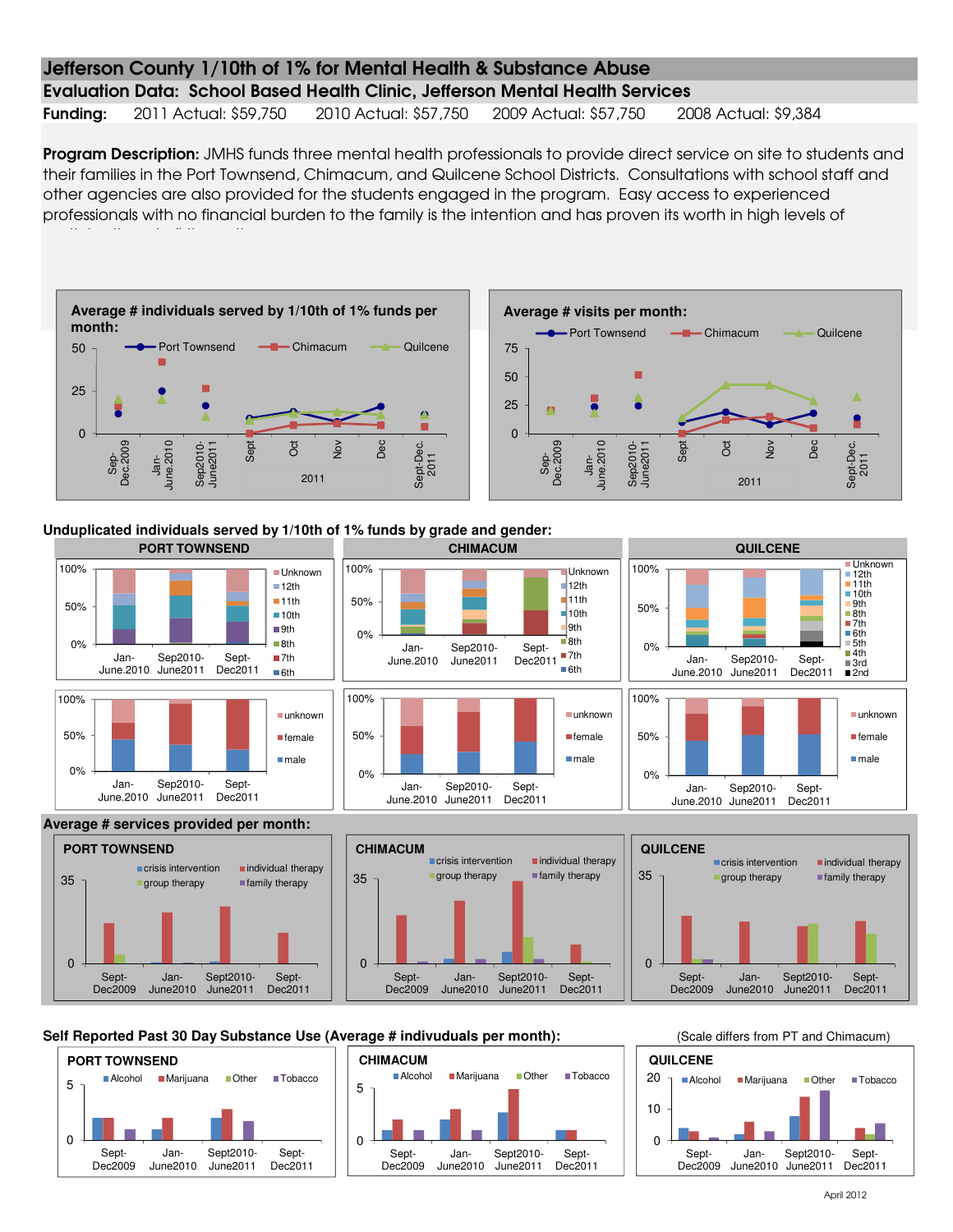# Jefferson County 1/10th of 1% for Mental Health & Substance Abuse

## Evaluation Data: School Based Health Clinic, Jefferson Mental Health Services

**Funding:** 2011 Actual: $59,750 2010 Actual: $57,750 2009 Actual: $57,750 2008 Actual: $9,384

**Program Description:** JMHS funds three mental health professionals to provide direct service on site to students and their families in the Port Townsend, Chimacum, and Quilcene School Districts. Consultations with school staff and other agencies are also provided for the students engaged in the program. Easy access to experienced professionals with no financial burden to the family is the intention and has proven its worth in high levels of

**Average # individuals served by 1/10th of 1% funds per month:**

Port Townsend, Chimacum, Quilcene

Sep-Dec.2009, Jan-June.2010, Sep2010-June2011, Sept, Oct, Nov, Dec (2011), Sept-Dec. 2011

**Average # visits per month:**

Port Townsend, Chimacum, Quilcene

Sep-Dec.2009, Jan-June.2010, Sep2010-June2011, Sept, Oct, Nov, Dec (2011), Sept-Dec. 2011

**Unduplicated individuals served by 1/10th of 1% funds by grade and gender:**

PORT TOWNSEND — Jan-June.2010, Sep2010-June2011, Sept-Dec2011 (Unknown, 12th, 11th, 10th, 9th, 8th, 7th, 6th; unknown, female, male)

CHIMACUM — Jan-June.2010, Sep2010-June2011, Sept-Dec2011 (Unknown, 12th, 11th, 10th, 9th, 8th, 7th, 6th; unknown, female, male)

QUILCENE — Jan-June.2010, Sep2010-June2011, Sept-Dec2011 (Unknown, 12th, 11th, 10th, 9th, 8th, 7th, 6th, 5th, 4th, 3rd, 2nd; unknown, female, male)

**Average # services provided per month:**

PORT TOWNSEND — crisis intervention, individual therapy, group therapy, family therapy (Sept-Dec2009, Jan-June2010, Sept2010-June2011, Sept-Dec2011)

CHIMACUM — crisis intervention, individual therapy, group therapy, family therapy (Sept-Dec2009, Jan-June2010, Sept2010-June2011, Sept-Dec2011)

QUILCENE — crisis intervention, individual therapy, group therapy, family therapy (Sept-Dec2009, Jan-June2010, Sept2010-June2011, Sept-Dec2011)

**Self Reported Past 30 Day Substance Use (Average # indivuduals per month):** (Scale differs from PT and Chimacum)

PORT TOWNSEND — Alcohol, Marijuana, Other, Tobacco (Sept-Dec2009, Jan-June2010, Sept2010-June2011, Sept-Dec2011)

CHIMACUM — Alcohol, Marijuana, Other, Tobacco (Sept-Dec2009, Jan-June2010, Sept2010-June2011, Sept-Dec2011)

QUILCENE — Alcohol, Marijuana, Other, Tobacco (Sept-Dec2009, Jan-June2010, Sept2010-June2011, Sept-Dec2011)

April 2012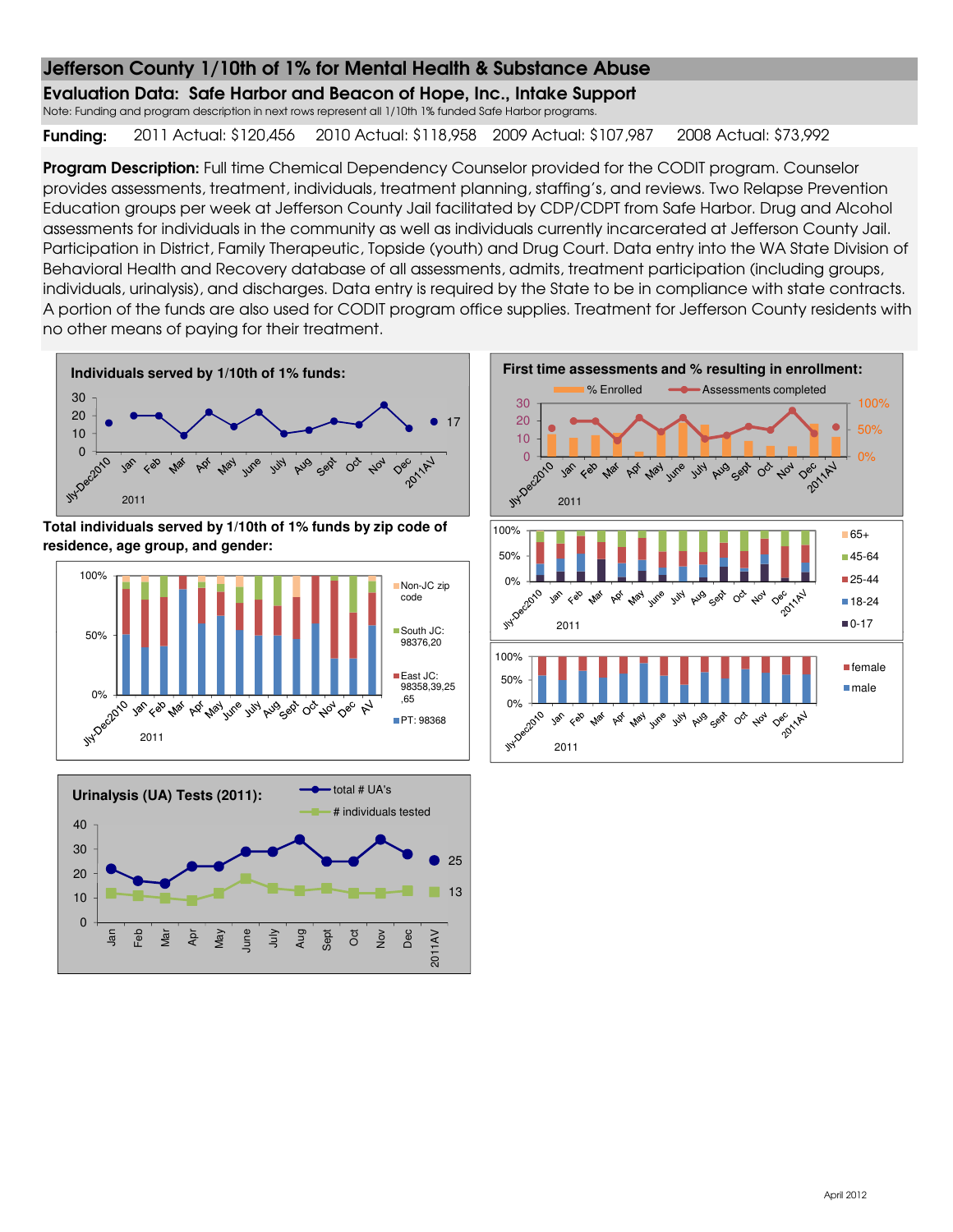# Jefferson County 1/10th of 1% for Mental Health & Substance Abuse

## Evaluation Data: Safe Harbor and Beacon of Hope, Inc., Intake Support

Note: Funding and program description in next rows represent all 1/10th 1% funded Safe Harbor programs.

**Funding:** 2011 Actual: $120,456 2010 Actual: $118,958 2009 Actual: $107,987 2008 Actual: $73,992

**Program Description:** Full time Chemical Dependency Counselor provided for the CODIT program. Counselor provides assessments, treatment, individuals, treatment planning, staffing's, and reviews. Two Relapse Prevention Education groups per week at Jefferson County Jail facilitated by CDP/CDPT from Safe Harbor. Drug and Alcohol assessments for individuals in the community as well as individuals currently incarcerated at Jefferson County Jail. Participation in District, Family Therapeutic, Topside (youth) and Drug Court. Data entry into the WA State Division of Behavioral Health and Recovery database of all assessments, admits, treatment participation (including groups, individuals, urinalysis), and discharges. Data entry is required by the State to be in compliance with state contracts. A portion of the funds are also used for CODIT program office supplies. Treatment for Jefferson County residents with no other means of paying for their treatment.

**Individuals served by 1/10th of 1% funds:**

(Chart: Jly-Dec2010, Jan–Dec 2011, 2011AV; 2011AV value: 17)

**First time assessments and % resulting in enrollment:**

(Chart legend: % Enrolled; Assessments completed)

**Total individuals served by 1/10th of 1% funds by zip code of residence, age group, and gender:**

(Zip code chart legend: Non-JC zip code; South JC: 98376,20; East JC: 98358,39,25,65; PT: 98368)

(Age group chart legend: 65+; 45-64; 25-44; 18-24; 0-17)

(Gender chart legend: female; male)

**Urinalysis (UA) Tests (2011):**

(Chart legend: total # UA's; # individuals tested; 2011AV values: 25, 13)

April 2012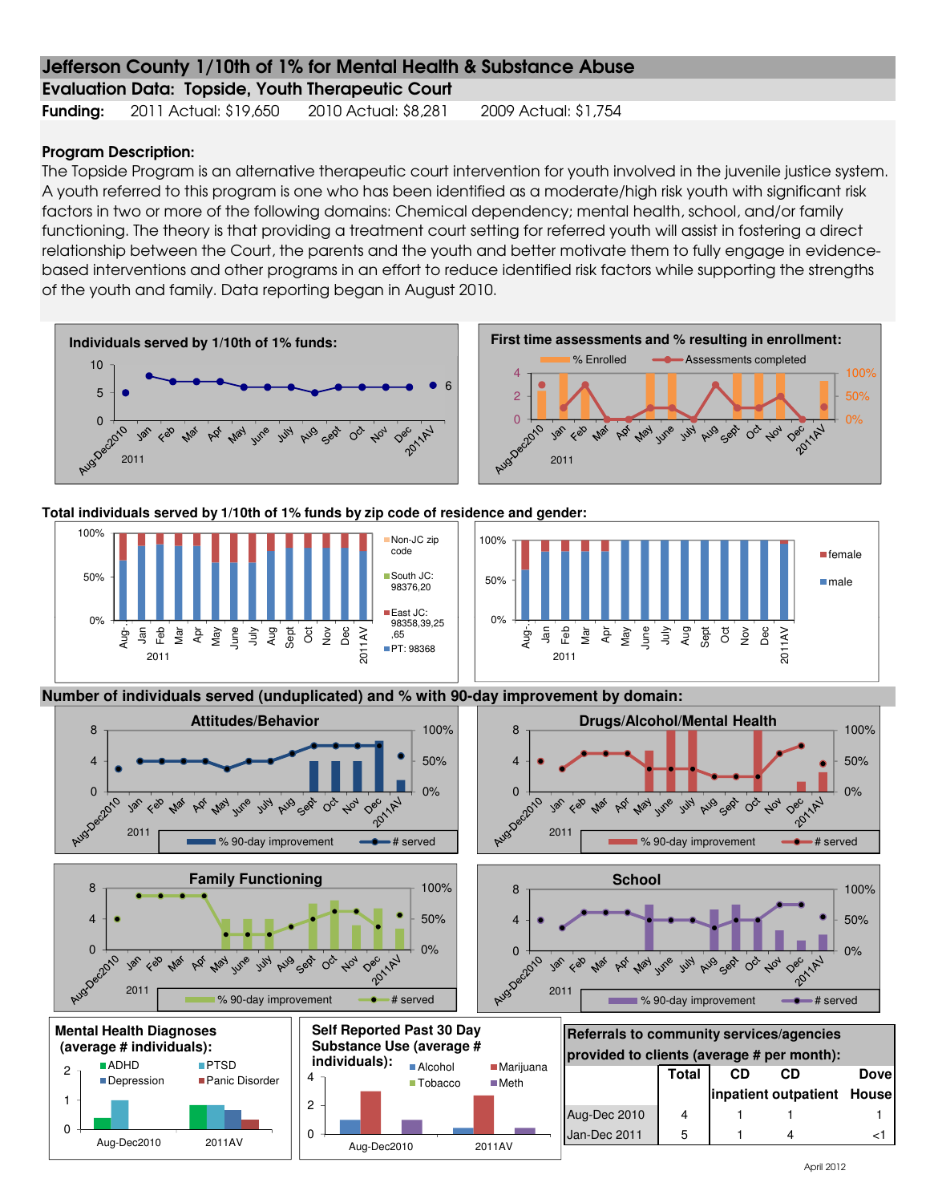# Jefferson County 1/10th of 1% for Mental Health & Substance Abuse

## Evaluation Data: Topside, Youth Therapeutic Court

**Funding:** 2011 Actual: $19,650 2010 Actual: $8,281 2009 Actual: $1,754

**Program Description:**

The Topside Program is an alternative therapeutic court intervention for youth involved in the juvenile justice system. A youth referred to this program is one who has been identified as a moderate/high risk youth with significant risk factors in two or more of the following domains: Chemical dependency; mental health, school, and/or family functioning. The theory is that providing a treatment court setting for referred youth will assist in fostering a direct relationship between the Court, the parents and the youth and better motivate them to fully engage in evidence-based interventions and other programs in an effort to reduce identified risk factors while supporting the strengths of the youth and family. Data reporting began in August 2010.

**Individuals served by 1/10th of 1% funds:**

10
5
0
6
Aug-Dec2010 Jan Feb Mar Apr May June July Aug Sept Oct Nov Dec 2011AV
2011

**First time assessments and % resulting in enrollment:**

% Enrolled
Assessments completed
4 2 0
100% 50% 0%
Aug-Dec2010 Jan Feb Mar Apr May June July Aug Sept Oct Nov Dec 2011AV
2011

**Total individuals served by 1/10th of 1% funds by zip code of residence and gender:**

100% 50% 0%
Aug-.. Jan Feb Mar Apr May June July Aug Sept Oct Nov Dec 2011AV
2011
Non-JC zip code
South JC: 98376,20
East JC: 98358,39,25 ,65
PT: 98368

100% 50% 0%
Aug-.. Jan Feb Mar Apr May June July Aug Sept Oct Nov Dec 2011AV
2011
female
male

## Number of individuals served (unduplicated) and % with 90-day improvement by domain:

**Attitudes/Behavior**

8 4 0
100% 50% 0%
Aug-Dec2010 Jan Feb Mar Apr May June July Aug Sept Oct Nov Dec 2011AV
2011
% 90-day improvement
# served

**Drugs/Alcohol/Mental Health**

8 4 0
100% 50% 0%
Aug-Dec2010 Jan Feb Mar Apr May June July Aug Sept Oct Nov Dec 2011AV
2011
% 90-day improvement
# served

**Family Functioning**

8 4 0
100% 50% 0%
Aug-Dec2010 Jan Feb Mar Apr May June July Aug Sept Oct Nov Dec 2011AV
2011
% 90-day improvement
# served

**School**

8 4 0
100% 50% 0%
Aug-Dec2010 Jan Feb Mar Apr May June July Aug Sept Oct Nov Dec 2011AV
2011
% 90-day improvement
# served

**Mental Health Diagnoses (average # individuals):**

ADHD
PTSD
Depression
Panic Disorder
2 1 0
Aug-Dec2010 2011AV

**Self Reported Past 30 Day Substance Use (average # individuals):**

Alcohol
Marijuana
Tobacco
Meth
4 2 0
Aug-Dec2010 2011AV

**Referrals to community services/agencies provided to clients (average # per month):**

| | Total | CD inpatient | CD outpatient | Dove House |
|---|---|---|---|---|
| Aug-Dec 2010 | 4 | 1 | 1 | 1 |
| Jan-Dec 2011 | 5 | 1 | 4 | <1 |

April 2012